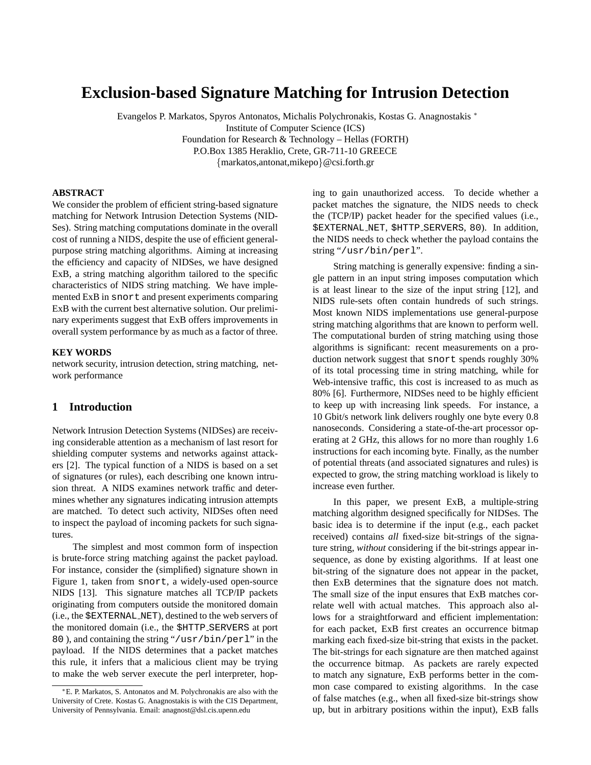# Exclusion-based Signature Matching for Intrusion Detection

Evangelos P. Markatos, Spyros Antonatos, Michalis Polychronakis, Kostas G. Anagnostakis [*]
Institute of Computer Science (ICS)
Foundation for Research & Technology – Hellas (FORTH)
P.O.Box 1385 Heraklio, Crete, GR-711-10 GREECE
{markatos,antonat,mikepo}@csi.forth.gr

### ABSTRACT

We consider the problem of efficient string-based signature matching for Network Intrusion Detection Systems (NIDSes). String matching computations dominate in the overall cost of running a NIDS, despite the use of efficient general-purpose string matching algorithms. Aiming at increasing the efficiency and capacity of NIDSes, we have designed ExB, a string matching algorithm tailored to the specific characteristics of NIDS string matching. We have implemented ExB in `snort` and present experiments comparing ExB with the current best alternative solution. Our preliminary experiments suggest that ExB offers improvements in overall system performance by as much as a factor of three.

### KEY WORDS

network security, intrusion detection, string matching, network performance

## 1 Introduction

Network Intrusion Detection Systems (NIDSes) are receiving considerable attention as a mechanism of last resort for shielding computer systems and networks against attackers [2]. The typical function of a NIDS is based on a set of signatures (or rules), each describing one known intrusion threat. A NIDS examines network traffic and determines whether any signatures indicating intrusion attempts are matched. To detect such activity, NIDSes often need to inspect the payload of incoming packets for such signatures.

The simplest and most common form of inspection is brute-force string matching against the packet payload. For instance, consider the (simplified) signature shown in Figure 1, taken from `snort`, a widely-used open-source NIDS [13]. This signature matches all TCP/IP packets originating from computers outside the monitored domain (i.e., the `$EXTERNAL_NET`), destined to the web servers of the monitored domain (i.e., the `$HTTP_SERVERS` at port `80` ), and containing the string "`/usr/bin/perl`" in the payload. If the NIDS determines that a packet matches this rule, it infers that a malicious client may be trying to make the web server execute the perl interpreter, hoping to gain unauthorized access. To decide whether a packet matches the signature, the NIDS needs to check the (TCP/IP) packet header for the specified values (i.e., `$EXTERNAL_NET`, `$HTTP_SERVERS`, `80`). In addition, the NIDS needs to check whether the payload contains the string "`/usr/bin/perl`".

String matching is generally expensive: finding a single pattern in an input string imposes computation which is at least linear to the size of the input string [12], and NIDS rule-sets often contain hundreds of such strings. Most known NIDS implementations use general-purpose string matching algorithms that are known to perform well. The computational burden of string matching using those algorithms is significant: recent measurements on a production network suggest that `snort` spends roughly 30% of its total processing time in string matching, while for Web-intensive traffic, this cost is increased to as much as 80% [6]. Furthermore, NIDSes need to be highly efficient to keep up with increasing link speeds. For instance, a 10 Gbit/s network link delivers roughly one byte every 0.8 nanoseconds. Considering a state-of-the-art processor operating at 2 GHz, this allows for no more than roughly 1.6 instructions for each incoming byte. Finally, as the number of potential threats (and associated signatures and rules) is expected to grow, the string matching workload is likely to increase even further.

In this paper, we present ExB, a multiple-string matching algorithm designed specifically for NIDSes. The basic idea is to determine if the input (e.g., each packet received) contains *all* fixed-size bit-strings of the signature string, *without* considering if the bit-strings appear in-sequence, as done by existing algorithms. If at least one bit-string of the signature does not appear in the packet, then ExB determines that the signature does not match. The small size of the input ensures that ExB matches correlate well with actual matches. This approach also allows for a straightforward and efficient implementation: for each packet, ExB first creates an occurrence bitmap marking each fixed-size bit-string that exists in the packet. The bit-strings for each signature are then matched against the occurrence bitmap. As packets are rarely expected to match any signature, ExB performs better in the common case compared to existing algorithms. In the case of false matches (e.g., when all fixed-size bit-strings show up, but in arbitrary positions within the input), ExB falls

[*] E. P. Markatos, S. Antonatos and M. Polychronakis are also with the University of Crete. Kostas G. Anagnostakis is with the CIS Department, University of Pennsylvania. Email: anagnost@dsl.cis.upenn.edu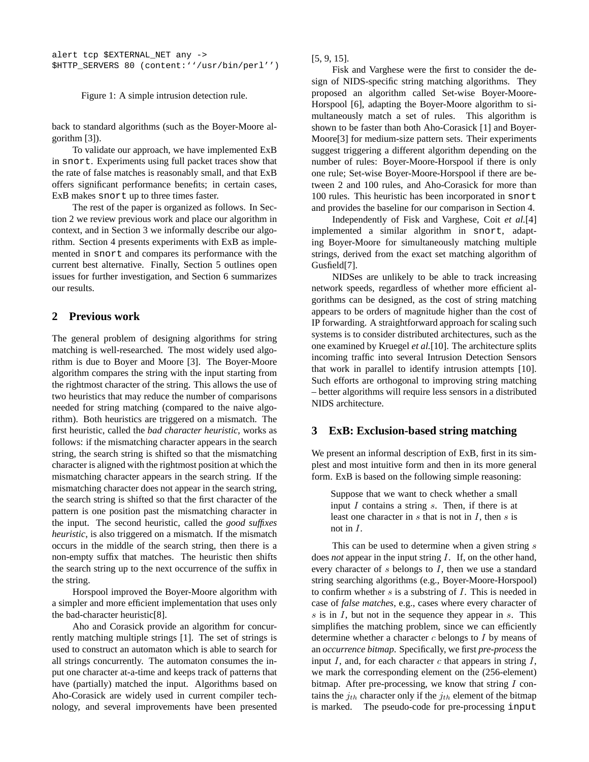```
alert tcp $EXTERNAL_NET any ->
$HTTP_SERVERS 80 (content:''/usr/bin/perl'')
```

Figure 1: A simple intrusion detection rule.

back to standard algorithms (such as the Boyer-Moore algorithm [3]).

To validate our approach, we have implemented ExB in `snort`. Experiments using full packet traces show that the rate of false matches is reasonably small, and that ExB offers significant performance benefits; in certain cases, ExB makes `snort` up to three times faster.

The rest of the paper is organized as follows. In Section 2 we review previous work and place our algorithm in context, and in Section 3 we informally describe our algorithm. Section 4 presents experiments with ExB as implemented in `snort` and compares its performance with the current best alternative. Finally, Section 5 outlines open issues for further investigation, and Section 6 summarizes our results.

## 2 Previous work

The general problem of designing algorithms for string matching is well-researched. The most widely used algorithm is due to Boyer and Moore [3]. The Boyer-Moore algorithm compares the string with the input starting from the rightmost character of the string. This allows the use of two heuristics that may reduce the number of comparisons needed for string matching (compared to the naive algorithm). Both heuristics are triggered on a mismatch. The first heuristic, called the *bad character heuristic*, works as follows: if the mismatching character appears in the search string, the search string is shifted so that the mismatching character is aligned with the rightmost position at which the mismatching character appears in the search string. If the mismatching character does not appear in the search string, the search string is shifted so that the first character of the pattern is one position past the mismatching character in the input. The second heuristic, called the *good suffixes heuristic*, is also triggered on a mismatch. If the mismatch occurs in the middle of the search string, then there is a non-empty suffix that matches. The heuristic then shifts the search string up to the next occurrence of the suffix in the string.

Horspool improved the Boyer-Moore algorithm with a simpler and more efficient implementation that uses only the bad-character heuristic[8].

Aho and Corasick provide an algorithm for concurrently matching multiple strings [1]. The set of strings is used to construct an automaton which is able to search for all strings concurrently. The automaton consumes the input one character at-a-time and keeps track of patterns that have (partially) matched the input. Algorithms based on Aho-Corasick are widely used in current compiler technology, and several improvements have been presented [5, 9, 15].

Fisk and Varghese were the first to consider the design of NIDS-specific string matching algorithms. They proposed an algorithm called Set-wise Boyer-Moore-Horspool [6], adapting the Boyer-Moore algorithm to simultaneously match a set of rules. This algorithm is shown to be faster than both Aho-Corasick [1] and Boyer-Moore[3] for medium-size pattern sets. Their experiments suggest triggering a different algorithm depending on the number of rules: Boyer-Moore-Horspool if there is only one rule; Set-wise Boyer-Moore-Horspool if there are between 2 and 100 rules, and Aho-Corasick for more than 100 rules. This heuristic has been incorporated in `snort` and provides the baseline for our comparison in Section 4.

Independently of Fisk and Varghese, Coit *et al.*[4] implemented a similar algorithm in `snort`, adapting Boyer-Moore for simultaneously matching multiple strings, derived from the exact set matching algorithm of Gusfield[7].

NIDSes are unlikely to be able to track increasing network speeds, regardless of whether more efficient algorithms can be designed, as the cost of string matching appears to be orders of magnitude higher than the cost of IP forwarding. A straightforward approach for scaling such systems is to consider distributed architectures, such as the one examined by Kruegel *et al.*[10]. The architecture splits incoming traffic into several Intrusion Detection Sensors that work in parallel to identify intrusion attempts [10]. Such efforts are orthogonal to improving string matching – better algorithms will require less sensors in a distributed NIDS architecture.

## 3 ExB: Exclusion-based string matching

We present an informal description of ExB, first in its simplest and most intuitive form and then in its more general form. ExB is based on the following simple reasoning:

> Suppose that we want to check whether a small input $I$ contains a string $s$. Then, if there is at least one character in $s$ that is not in $I$, then $s$ is not in $I$.

This can be used to determine when a given string $s$ does *not* appear in the input string $I$. If, on the other hand, every character of $s$ belongs to $I$, then we use a standard string searching algorithms (e.g., Boyer-Moore-Horspool) to confirm whether $s$ is a substring of $I$. This is needed in case of *false matches*, e.g., cases where every character of $s$ is in $I$, but not in the sequence they appear in $s$. This simplifies the matching problem, since we can efficiently determine whether a character $c$ belongs to $I$ by means of an *occurrence bitmap*. Specifically, we first *pre-process* the input $I$, and, for each character $c$ that appears in string $I$, we mark the corresponding element on the (256-element) bitmap. After pre-processing, we know that string $I$ contains the $j_{th}$ character only if the $j_{th}$ element of the bitmap is marked. The pseudo-code for pre-processing `input`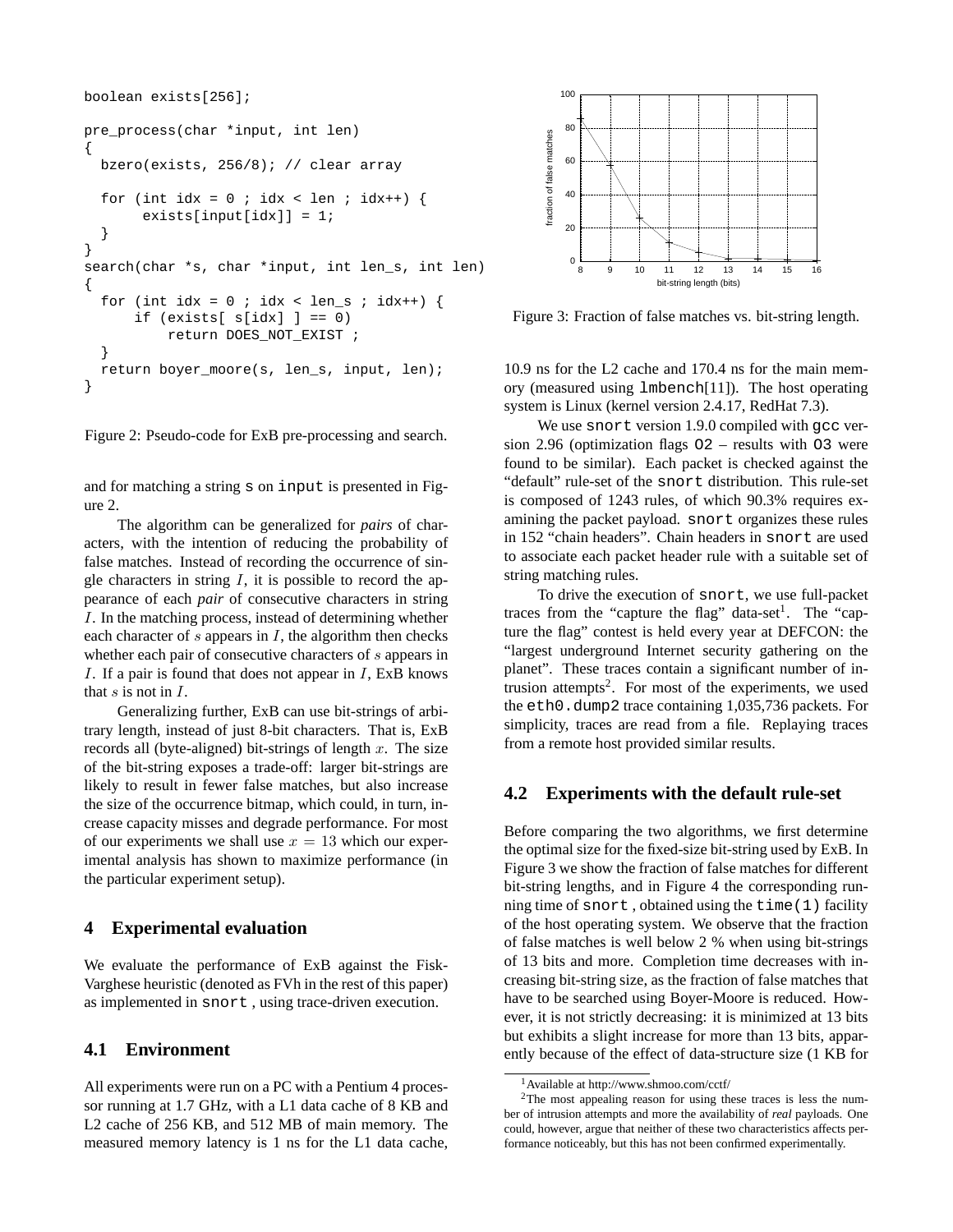```
boolean exists[256];

pre_process(char *input, int len)
{
  bzero(exists, 256/8); // clear array

  for (int idx = 0 ; idx < len ; idx++) {
       exists[input[idx]] = 1;
  }
}
search(char *s, char *input, int len_s, int len)
{
  for (int idx = 0 ; idx < len_s ; idx++) {
      if (exists[ s[idx] ] == 0)
          return DOES_NOT_EXIST ;
  }
  return boyer_moore(s, len_s, input, len);
}
```

Figure 2: Pseudo-code for ExB pre-processing and search.

and for matching a string s on input is presented in Figure 2.

The algorithm can be generalized for *pairs* of characters, with the intention of reducing the probability of false matches. Instead of recording the occurrence of single characters in string $I$, it is possible to record the appearance of each *pair* of consecutive characters in string $I$. In the matching process, instead of determining whether each character of $s$ appears in $I$, the algorithm then checks whether each pair of consecutive characters of $s$ appears in $I$. If a pair is found that does not appear in $I$, ExB knows that $s$ is not in $I$.

Generalizing further, ExB can use bit-strings of arbitrary length, instead of just 8-bit characters. That is, ExB records all (byte-aligned) bit-strings of length $x$. The size of the bit-string exposes a trade-off: larger bit-strings are likely to result in fewer false matches, but also increase the size of the occurrence bitmap, which could, in turn, increase capacity misses and degrade performance. For most of our experiments we shall use $x = 13$ which our experimental analysis has shown to maximize performance (in the particular experiment setup).

## 4 Experimental evaluation

We evaluate the performance of ExB against the Fisk-Varghese heuristic (denoted as FVh in the rest of this paper) as implemented in snort , using trace-driven execution.

### 4.1 Environment

All experiments were run on a PC with a Pentium 4 processor running at 1.7 GHz, with a L1 data cache of 8 KB and L2 cache of 256 KB, and 512 MB of main memory. The measured memory latency is 1 ns for the L1 data cache, 10.9 ns for the L2 cache and 170.4 ns for the main memory (measured using lmbench[11]). The host operating system is Linux (kernel version 2.4.17, RedHat 7.3).

We use snort version 1.9.0 compiled with gcc version 2.96 (optimization flags O2 – results with O3 were found to be similar). Each packet is checked against the "default" rule-set of the snort distribution. This rule-set is composed of 1243 rules, of which 90.3% requires examining the packet payload. snort organizes these rules in 152 "chain headers". Chain headers in snort are used to associate each packet header rule with a suitable set of string matching rules.

To drive the execution of snort, we use full-packet traces from the "capture the flag" data-set[1]. The "capture the flag" contest is held every year at DEFCON: the "largest underground Internet security gathering on the planet". These traces contain a significant number of intrusion attempts[2]. For most of the experiments, we used the eth0.dump2 trace containing 1,035,736 packets. For simplicity, traces are read from a file. Replaying traces from a remote host provided similar results.

Figure 3: Fraction of false matches vs. bit-string length.

### 4.2 Experiments with the default rule-set

Before comparing the two algorithms, we first determine the optimal size for the fixed-size bit-string used by ExB. In Figure 3 we show the fraction of false matches for different bit-string lengths, and in Figure 4 the corresponding running time of snort , obtained using the time(1) facility of the host operating system. We observe that the fraction of false matches is well below 2 % when using bit-strings of 13 bits and more. Completion time decreases with increasing bit-string size, as the fraction of false matches that have to be searched using Boyer-Moore is reduced. However, it is not strictly decreasing: it is minimized at 13 bits but exhibits a slight increase for more than 13 bits, apparently because of the effect of data-structure size (1 KB for

[1] Available at http://www.shmoo.com/cctf/

[2] The most appealing reason for using these traces is less the number of intrusion attempts and more the availability of *real* payloads. One could, however, argue that neither of these two characteristics affects performance noticeably, but this has not been confirmed experimentally.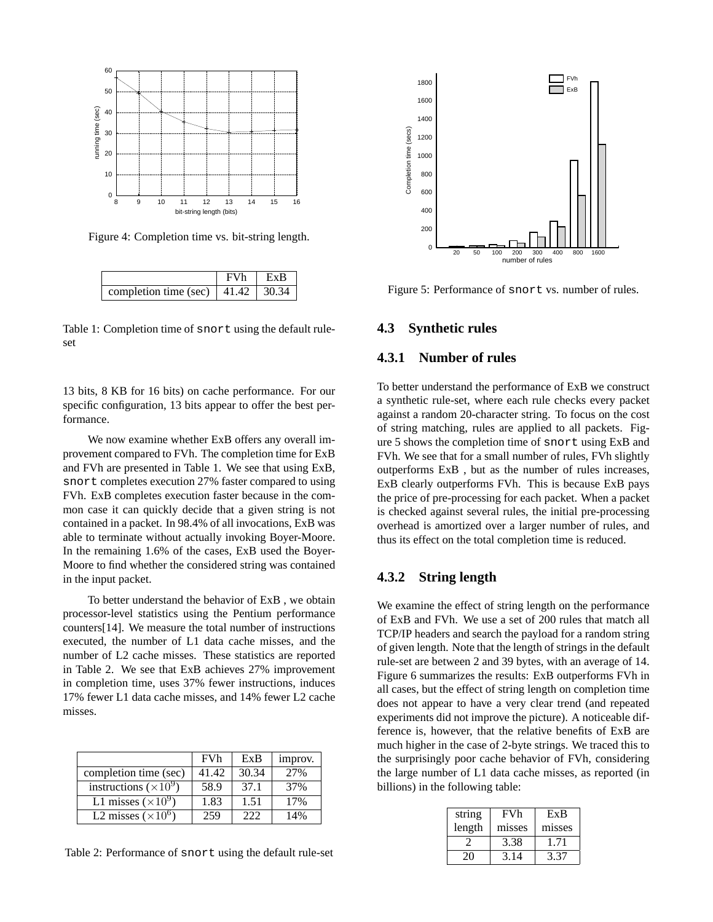Figure 4: Completion time vs. bit-string length.

|  | FVh | ExB |
|---|---|---|
| completion time (sec) | 41.42 | 30.34 |

Table 1: Completion time of `snort` using the default rule-set

13 bits, 8 KB for 16 bits) on cache performance. For our specific configuration, 13 bits appear to offer the best performance.

We now examine whether ExB offers any overall improvement compared to FVh. The completion time for ExB and FVh are presented in Table 1. We see that using ExB, `snort` completes execution 27% faster compared to using FVh. ExB completes execution faster because in the common case it can quickly decide that a given string is not contained in a packet. In 98.4% of all invocations, ExB was able to terminate without actually invoking Boyer-Moore. In the remaining 1.6% of the cases, ExB used the Boyer-Moore to find whether the considered string was contained in the input packet.

To better understand the behavior of ExB , we obtain processor-level statistics using the Pentium performance counters[14]. We measure the total number of instructions executed, the number of L1 data cache misses, and the number of L2 cache misses. These statistics are reported in Table 2. We see that ExB achieves 27% improvement in completion time, uses 37% fewer instructions, induces 17% fewer L1 data cache misses, and 14% fewer L2 cache misses.

|  | FVh | ExB | improv. |
|---|---|---|---|
| completion time (sec) | 41.42 | 30.34 | 27% |
| instructions ($\times 10^9$) | 58.9 | 37.1 | 37% |
| L1 misses ($\times 10^9$) | 1.83 | 1.51 | 17% |
| L2 misses ($\times 10^6$) | 259 | 222 | 14% |

Table 2: Performance of `snort` using the default rule-set

Figure 5: Performance of `snort` vs. number of rules.

### 4.3 Synthetic rules

#### 4.3.1 Number of rules

To better understand the performance of ExB we construct a synthetic rule-set, where each rule checks every packet against a random 20-character string. To focus on the cost of string matching, rules are applied to all packets. Figure 5 shows the completion time of `snort` using ExB and FVh. We see that for a small number of rules, FVh slightly outperforms ExB , but as the number of rules increases, ExB clearly outperforms FVh. This is because ExB pays the price of pre-processing for each packet. When a packet is checked against several rules, the initial pre-processing overhead is amortized over a larger number of rules, and thus its effect on the total completion time is reduced.

#### 4.3.2 String length

We examine the effect of string length on the performance of ExB and FVh. We use a set of 200 rules that match all TCP/IP headers and search the payload for a random string of given length. Note that the length of strings in the default rule-set are between 2 and 39 bytes, with an average of 14. Figure 6 summarizes the results: ExB outperforms FVh in all cases, but the effect of string length on completion time does not appear to have a very clear trend (and repeated experiments did not improve the picture). A noticeable difference is, however, that the relative benefits of ExB are much higher in the case of 2-byte strings. We traced this to the surprisingly poor cache behavior of FVh, considering the large number of L1 data cache misses, as reported (in billions) in the following table:

| string length | FVh misses | ExB misses |
|---|---|---|
| 2 | 3.38 | 1.71 |
| 20 | 3.14 | 3.37 |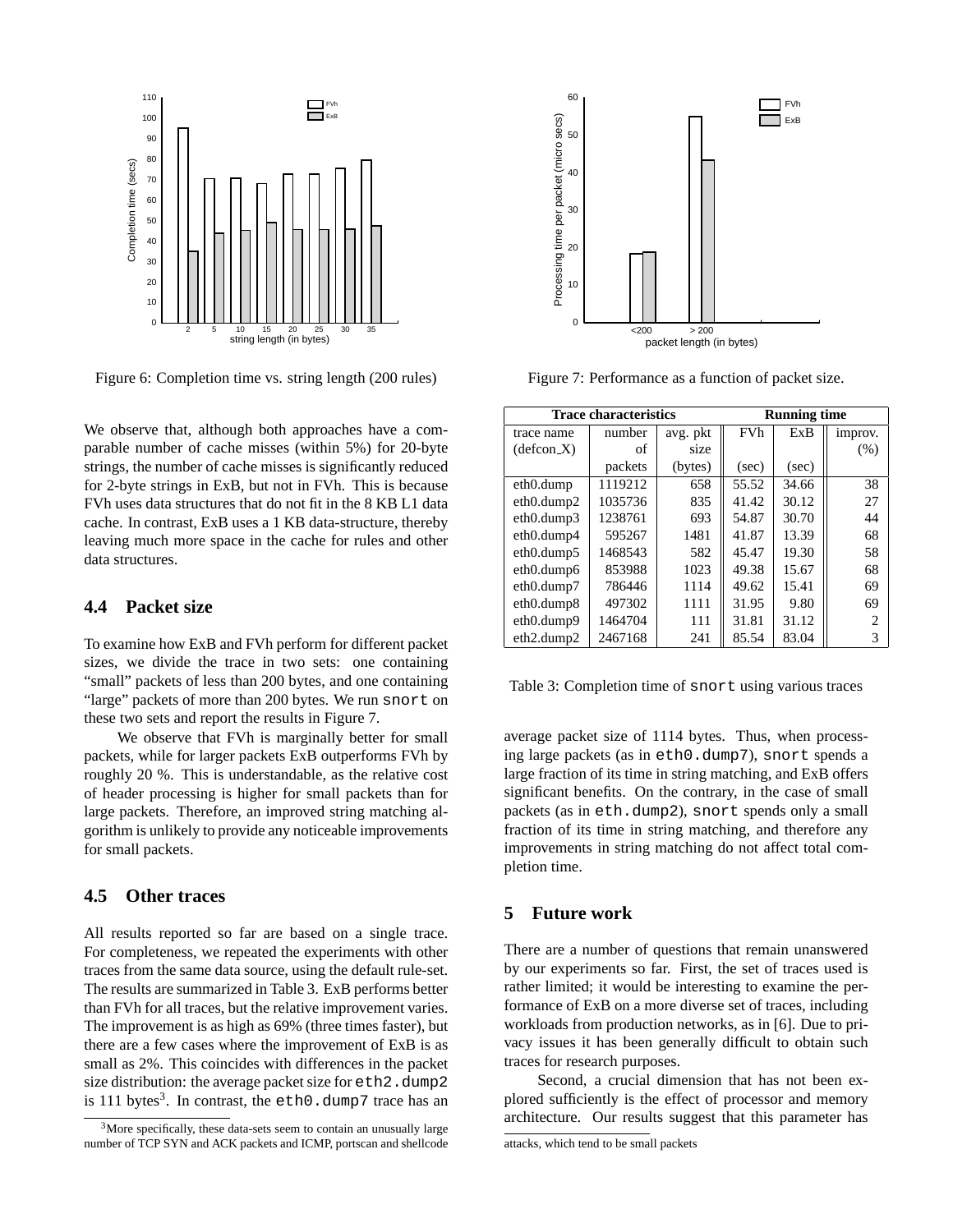Figure 6: Completion time vs. string length (200 rules)

Figure 7: Performance as a function of packet size.

We observe that, although both approaches have a comparable number of cache misses (within 5%) for 20-byte strings, the number of cache misses is significantly reduced for 2-byte strings in ExB, but not in FVh. This is because FVh uses data structures that do not fit in the 8 KB L1 data cache. In contrast, ExB uses a 1 KB data-structure, thereby leaving much more space in the cache for rules and other data structures.

## 4.4 Packet size

To examine how ExB and FVh perform for different packet sizes, we divide the trace in two sets: one containing "small" packets of less than 200 bytes, and one containing "large" packets of more than 200 bytes. We run `snort` on these two sets and report the results in Figure 7.

We observe that FVh is marginally better for small packets, while for larger packets ExB outperforms FVh by roughly 20 %. This is understandable, as the relative cost of header processing is higher for small packets than for large packets. Therefore, an improved string matching algorithm is unlikely to provide any noticeable improvements for small packets.

## 4.5 Other traces

All results reported so far are based on a single trace. For completeness, we repeated the experiments with other traces from the same data source, using the default rule-set. The results are summarized in Table 3. ExB performs better than FVh for all traces, but the relative improvement varies. The improvement is as high as 69% (three times faster), but there are a few cases where the improvement of ExB is as small as 2%. This coincides with differences in the packet size distribution: the average packet size for `eth2.dump2` is 111 bytes[3]. In contrast, the `eth0.dump7` trace has an average packet size of 1114 bytes. Thus, when processing large packets (as in `eth0.dump7`), `snort` spends a large fraction of its time in string matching, and ExB offers significant benefits. On the contrary, in the case of small packets (as in `eth.dump2`), `snort` spends only a small fraction of its time in string matching, and therefore any improvements in string matching do not affect total completion time.

| Trace characteristics | | | Running time | | |
|---|---|---|---|---|---|
| trace name (defcon_X) | number of packets | avg. pkt size (bytes) | FVh (sec) | ExB (sec) | improv. (%) |
| eth0.dump | 1119212 | 658 | 55.52 | 34.66 | 38 |
| eth0.dump2 | 1035736 | 835 | 41.42 | 30.12 | 27 |
| eth0.dump3 | 1238761 | 693 | 54.87 | 30.70 | 44 |
| eth0.dump4 | 595267 | 1481 | 41.87 | 13.39 | 68 |
| eth0.dump5 | 1468543 | 582 | 45.47 | 19.30 | 58 |
| eth0.dump6 | 853988 | 1023 | 49.38 | 15.67 | 68 |
| eth0.dump7 | 786446 | 1114 | 49.62 | 15.41 | 69 |
| eth0.dump8 | 497302 | 1111 | 31.95 | 9.80 | 69 |
| eth0.dump9 | 1464704 | 111 | 31.81 | 31.12 | 2 |
| eth2.dump2 | 2467168 | 241 | 85.54 | 83.04 | 3 |

Table 3: Completion time of `snort` using various traces

## 5 Future work

There are a number of questions that remain unanswered by our experiments so far. First, the set of traces used is rather limited; it would be interesting to examine the performance of ExB on a more diverse set of traces, including workloads from production networks, as in [6]. Due to privacy issues it has been generally difficult to obtain such traces for research purposes.

Second, a crucial dimension that has not been explored sufficiently is the effect of processor and memory architecture. Our results suggest that this parameter has

[3] More specifically, these data-sets seem to contain an unusually large number of TCP SYN and ACK packets and ICMP, portscan and shellcode attacks, which tend to be small packets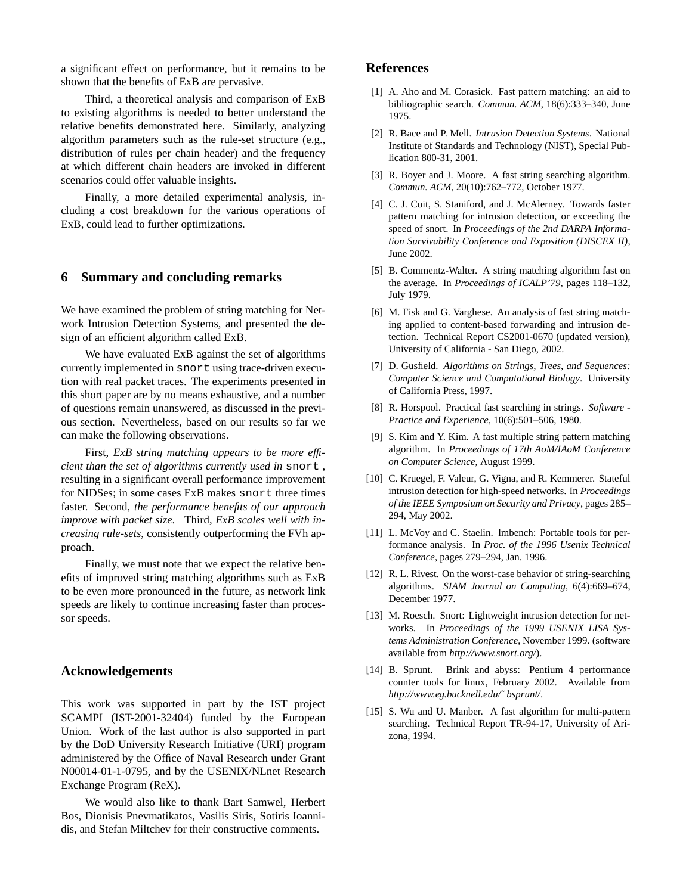a significant effect on performance, but it remains to be shown that the benefits of ExB are pervasive.

Third, a theoretical analysis and comparison of ExB to existing algorithms is needed to better understand the relative benefits demonstrated here. Similarly, analyzing algorithm parameters such as the rule-set structure (e.g., distribution of rules per chain header) and the frequency at which different chain headers are invoked in different scenarios could offer valuable insights.

Finally, a more detailed experimental analysis, including a cost breakdown for the various operations of ExB, could lead to further optimizations.

## 6 Summary and concluding remarks

We have examined the problem of string matching for Network Intrusion Detection Systems, and presented the design of an efficient algorithm called ExB.

We have evaluated ExB against the set of algorithms currently implemented in `snort` using trace-driven execution with real packet traces. The experiments presented in this short paper are by no means exhaustive, and a number of questions remain unanswered, as discussed in the previous section. Nevertheless, based on our results so far we can make the following observations.

First, *ExB string matching appears to be more efficient than the set of algorithms currently used in* `snort` , resulting in a significant overall performance improvement for NIDSes; in some cases ExB makes `snort` three times faster. Second, *the performance benefits of our approach improve with packet size*. Third, *ExB scales well with increasing rule-sets*, consistently outperforming the FVh approach.

Finally, we must note that we expect the relative benefits of improved string matching algorithms such as ExB to be even more pronounced in the future, as network link speeds are likely to continue increasing faster than processor speeds.

## Acknowledgements

This work was supported in part by the IST project SCAMPI (IST-2001-32404) funded by the European Union. Work of the last author is also supported in part by the DoD University Research Initiative (URI) program administered by the Office of Naval Research under Grant N00014-01-1-0795, and by the USENIX/NLnet Research Exchange Program (ReX).

We would also like to thank Bart Samwel, Herbert Bos, Dionisis Pnevmatikatos, Vasilis Siris, Sotiris Ioannidis, and Stefan Miltchev for their constructive comments.

## References

[1] A. Aho and M. Corasick. Fast pattern matching: an aid to bibliographic search. *Commun. ACM*, 18(6):333–340, June 1975.

[2] R. Bace and P. Mell. *Intrusion Detection Systems*. National Institute of Standards and Technology (NIST), Special Publication 800-31, 2001.

[3] R. Boyer and J. Moore. A fast string searching algorithm. *Commun. ACM*, 20(10):762–772, October 1977.

[4] C. J. Coit, S. Staniford, and J. McAlerney. Towards faster pattern matching for intrusion detection, or exceeding the speed of snort. In *Proceedings of the 2nd DARPA Information Survivability Conference and Exposition (DISCEX II)*, June 2002.

[5] B. Commentz-Walter. A string matching algorithm fast on the average. In *Proceedings of ICALP'79*, pages 118–132, July 1979.

[6] M. Fisk and G. Varghese. An analysis of fast string matching applied to content-based forwarding and intrusion detection. Technical Report CS2001-0670 (updated version), University of California - San Diego, 2002.

[7] D. Gusfield. *Algorithms on Strings, Trees, and Sequences: Computer Science and Computational Biology*. University of California Press, 1997.

[8] R. Horspool. Practical fast searching in strings. *Software - Practice and Experience*, 10(6):501–506, 1980.

[9] S. Kim and Y. Kim. A fast multiple string pattern matching algorithm. In *Proceedings of 17th AoM/IAoM Conference on Computer Science*, August 1999.

[10] C. Kruegel, F. Valeur, G. Vigna, and R. Kemmerer. Stateful intrusion detection for high-speed networks. In *Proceedings of the IEEE Symposium on Security and Privacy*, pages 285–294, May 2002.

[11] L. McVoy and C. Staelin. lmbench: Portable tools for performance analysis. In *Proc. of the 1996 Usenix Technical Conference*, pages 279–294, Jan. 1996.

[12] R. L. Rivest. On the worst-case behavior of string-searching algorithms. *SIAM Journal on Computing*, 6(4):669–674, December 1977.

[13] M. Roesch. Snort: Lightweight intrusion detection for networks. In *Proceedings of the 1999 USENIX LISA Systems Administration Conference*, November 1999. (software available from *http://www.snort.org/*).

[14] B. Sprunt. Brink and abyss: Pentium 4 performance counter tools for linux, February 2002. Available from *http://www.eg.bucknell.edu/~ bsprunt/*.

[15] S. Wu and U. Manber. A fast algorithm for multi-pattern searching. Technical Report TR-94-17, University of Arizona, 1994.